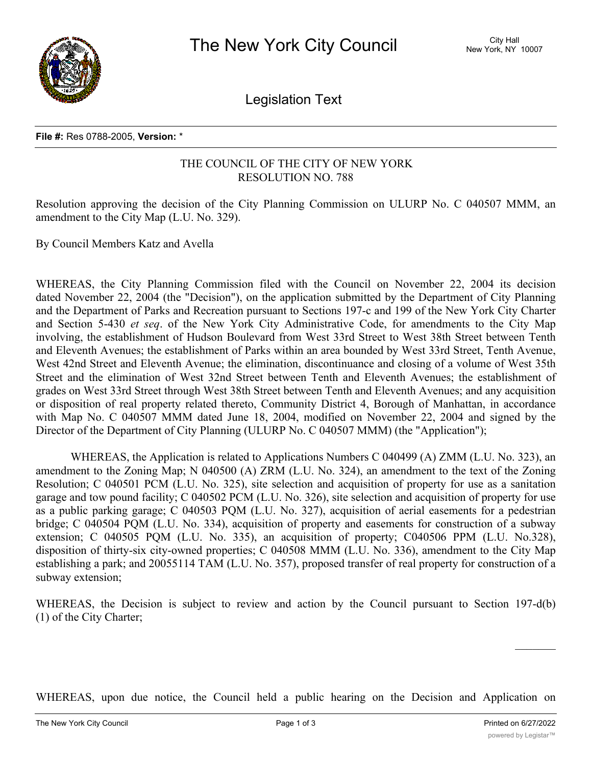# The New York City Council

City Hall
New York, NY 10007

## Legislation Text

**File #:** Res 0788-2005, **Version:** *

THE COUNCIL OF THE CITY OF NEW YORK
RESOLUTION NO. 788

Resolution approving the decision of the City Planning Commission on ULURP No. C 040507 MMM, an amendment to the City Map (L.U. No. 329).

By Council Members Katz and Avella

WHEREAS, the City Planning Commission filed with the Council on November 22, 2004 its decision dated November 22, 2004 (the "Decision"), on the application submitted by the Department of City Planning and the Department of Parks and Recreation pursuant to Sections 197-c and 199 of the New York City Charter and Section 5-430 *et seq*. of the New York City Administrative Code, for amendments to the City Map involving, the establishment of Hudson Boulevard from West 33rd Street to West 38th Street between Tenth and Eleventh Avenues; the establishment of Parks within an area bounded by West 33rd Street, Tenth Avenue, West 42nd Street and Eleventh Avenue; the elimination, discontinuance and closing of a volume of West 35th Street and the elimination of West 32nd Street between Tenth and Eleventh Avenues; the establishment of grades on West 33rd Street through West 38th Street between Tenth and Eleventh Avenues; and any acquisition or disposition of real property related thereto, Community District 4, Borough of Manhattan, in accordance with Map No. C 040507 MMM dated June 18, 2004, modified on November 22, 2004 and signed by the Director of the Department of City Planning (ULURP No. C 040507 MMM) (the "Application");

WHEREAS, the Application is related to Applications Numbers C 040499 (A) ZMM (L.U. No. 323), an amendment to the Zoning Map; N 040500 (A) ZRM (L.U. No. 324), an amendment to the text of the Zoning Resolution; C 040501 PCM (L.U. No. 325), site selection and acquisition of property for use as a sanitation garage and tow pound facility; C 040502 PCM (L.U. No. 326), site selection and acquisition of property for use as a public parking garage; C 040503 PQM (L.U. No. 327), acquisition of aerial easements for a pedestrian bridge; C 040504 PQM (L.U. No. 334), acquisition of property and easements for construction of a subway extension; C 040505 PQM (L.U. No. 335), an acquisition of property; C040506 PPM (L.U. No.328), disposition of thirty-six city-owned properties; C 040508 MMM (L.U. No. 336), amendment to the City Map establishing a park; and 20055114 TAM (L.U. No. 357), proposed transfer of real property for construction of a subway extension;

WHEREAS, the Decision is subject to review and action by the Council pursuant to Section 197-d(b)(1) of the City Charter;

WHEREAS, upon due notice, the Council held a public hearing on the Decision and Application on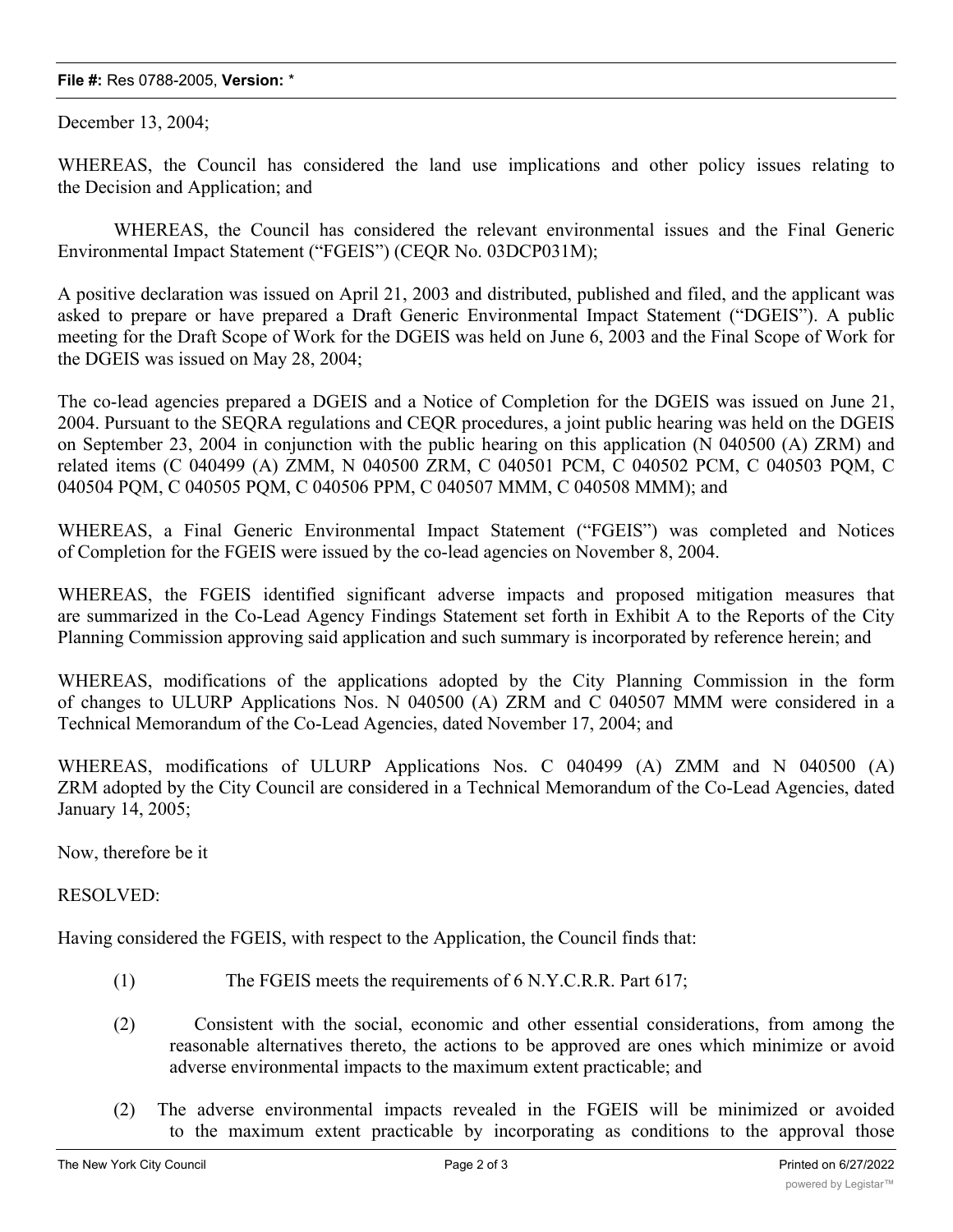December 13, 2004;

WHEREAS, the Council has considered the land use implications and other policy issues relating to the Decision and Application; and

WHEREAS, the Council has considered the relevant environmental issues and the Final Generic Environmental Impact Statement ("FGEIS") (CEQR No. 03DCP031M);

A positive declaration was issued on April 21, 2003 and distributed, published and filed, and the applicant was asked to prepare or have prepared a Draft Generic Environmental Impact Statement ("DGEIS"). A public meeting for the Draft Scope of Work for the DGEIS was held on June 6, 2003 and the Final Scope of Work for the DGEIS was issued on May 28, 2004;

The co-lead agencies prepared a DGEIS and a Notice of Completion for the DGEIS was issued on June 21, 2004. Pursuant to the SEQRA regulations and CEQR procedures, a joint public hearing was held on the DGEIS on September 23, 2004 in conjunction with the public hearing on this application (N 040500 (A) ZRM) and related items (C 040499 (A) ZMM, N 040500 ZRM, C 040501 PCM, C 040502 PCM, C 040503 PQM, C 040504 PQM, C 040505 PQM, C 040506 PPM, C 040507 MMM, C 040508 MMM); and

WHEREAS, a Final Generic Environmental Impact Statement ("FGEIS") was completed and Notices of Completion for the FGEIS were issued by the co-lead agencies on November 8, 2004.

WHEREAS, the FGEIS identified significant adverse impacts and proposed mitigation measures that are summarized in the Co-Lead Agency Findings Statement set forth in Exhibit A to the Reports of the City Planning Commission approving said application and such summary is incorporated by reference herein; and

WHEREAS, modifications of the applications adopted by the City Planning Commission in the form of changes to ULURP Applications Nos. N 040500 (A) ZRM and C 040507 MMM were considered in a Technical Memorandum of the Co-Lead Agencies, dated November 17, 2004; and

WHEREAS, modifications of ULURP Applications Nos. C 040499 (A) ZMM and N 040500 (A) ZRM adopted by the City Council are considered in a Technical Memorandum of the Co-Lead Agencies, dated January 14, 2005;

Now, therefore be it

RESOLVED:

Having considered the FGEIS, with respect to the Application, the Council finds that:

(1) The FGEIS meets the requirements of 6 N.Y.C.R.R. Part 617;

(2) Consistent with the social, economic and other essential considerations, from among the reasonable alternatives thereto, the actions to be approved are ones which minimize or avoid adverse environmental impacts to the maximum extent practicable; and

(2) The adverse environmental impacts revealed in the FGEIS will be minimized or avoided to the maximum extent practicable by incorporating as conditions to the approval those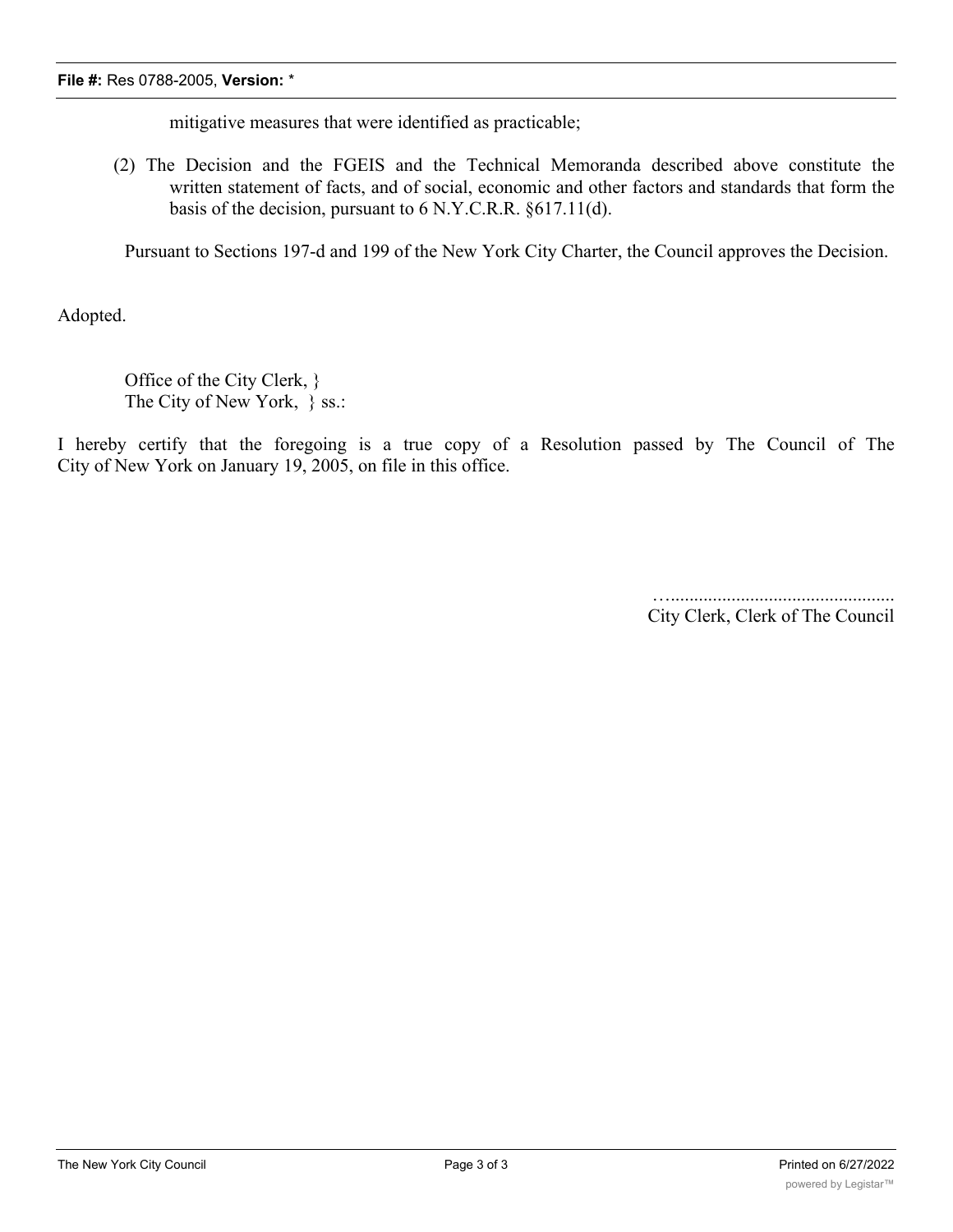mitigative measures that were identified as practicable;

(2) The Decision and the FGEIS and the Technical Memoranda described above constitute the written statement of facts, and of social, economic and other factors and standards that form the basis of the decision, pursuant to 6 N.Y.C.R.R. §617.11(d).

Pursuant to Sections 197-d and 199 of the New York City Charter, the Council approves the Decision.

Adopted.

Office of the City Clerk, }
The City of New York, } ss.:

I hereby certify that the foregoing is a true copy of a Resolution passed by The Council of The City of New York on January 19, 2005, on file in this office.

…..............................................
City Clerk, Clerk of The Council